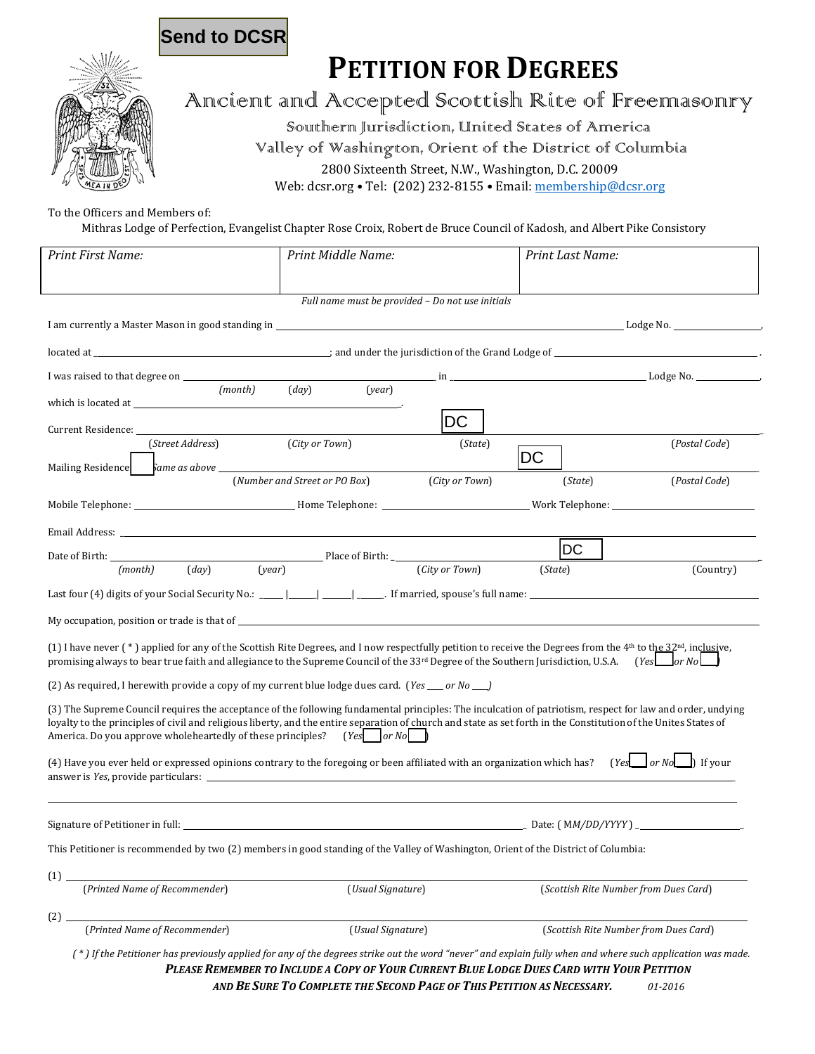Send to DCSR

# PETITION FOR DEGREES

## Ancient and Accepted Scottish Rite of Freemasonry

Southern Jurisdiction, United States of America

Valley of Washington, Orient of the District of Columbia

2800 Sixteenth Street, N.W., Washington, D.C. 20009

Web: dcsr.org • Tel: (202) 232-8155 • Email: membership@dcsr.org

To the Officers and Members of:

Mithras Lodge of Perfection, Evangelist Chapter Rose Croix, Robert de Bruce Council of Kadosh, and Albert Pike Consistory

| *Print First Name:* | *Print Middle Name:* | *Print Last Name:* |
|---|---|---|
| | | |

*Full name must be provided – Do not use initials*

I am currently a Master Mason in good standing in ______________________ Lodge No. __________,

located at ______________________; and under the jurisdiction of the Grand Lodge of ______________________.

I was raised to that degree on ______ *(month)* ______ *(day)* ______ *(year)* in ______________________ Lodge No. __________,

which is located at ______________________.

Current Residence: ______ (*Street Address*) ______ (*City or Town*) DC (*State*) ______ (*Postal Code*)

Mailing Residence ☐ *Same as above* ______ (*Number and Street or PO Box*) ______ (*City or Town*) DC (*State*) ______ (*Postal Code*)

Mobile Telephone: ______________ Home Telephone: ______________ Work Telephone: ______________

Email Address: ______________________

Date of Birth: ______ *(month)* ______ *(day)* ______ *(year)* Place of Birth: ______ (*City or Town*) DC (*State*) ______ (Country)

Last four (4) digits of your Social Security No.: ____ |____| ____| ____. If married, spouse's full name: ______________________

My occupation, position or trade is that of ______________________

(1) I have never ( * ) applied for any of the Scottish Rite Degrees, and I now respectfully petition to receive the Degrees from the 4th to the 32nd, inclusive, promising always to bear true faith and allegiance to the Supreme Council of the 33rd Degree of the Southern Jurisdiction, U.S.A. (*Yes* ☐ *or No* ☐)

(2) As required, I herewith provide a copy of my current blue lodge dues card. (*Yes* ____ *or No* ____)

(3) The Supreme Council requires the acceptance of the following fundamental principles: The inculcation of patriotism, respect for law and order, undying loyalty to the principles of civil and religious liberty, and the entire separation of church and state as set forth in the Constitution of the Unites States of America. Do you approve wholeheartedly of these principles? (*Yes* ☐ *or No* ☐)

(4) Have you ever held or expressed opinions contrary to the foregoing or been affiliated with an organization which has? (*Yes* ☐ *or No* ☐) If your answer is *Yes*, provide particulars: ______________________

______________________________________________

Signature of Petitioner in full: ______________________ Date: ( *MM/DD/YYYY* ) ______________

This Petitioner is recommended by two (2) members in good standing of the Valley of Washington, Orient of the District of Columbia:

(1) ______________________ (*Printed Name of Recommender*) ______________ (*Usual Signature*) ______________ (*Scottish Rite Number from Dues Card*)

(2) ______________________ (*Printed Name of Recommender*) ______________ (*Usual Signature*) ______________ (*Scottish Rite Number from Dues Card*)

*( * ) If the Petitioner has previously applied for any of the degrees strike out the word "never" and explain fully when and where such application was made.*

***PLEASE REMEMBER TO INCLUDE A COPY OF YOUR CURRENT BLUE LODGE DUES CARD WITH YOUR PETITION AND BE SURE TO COMPLETE THE SECOND PAGE OF THIS PETITION AS NECESSARY.***

*01-2016*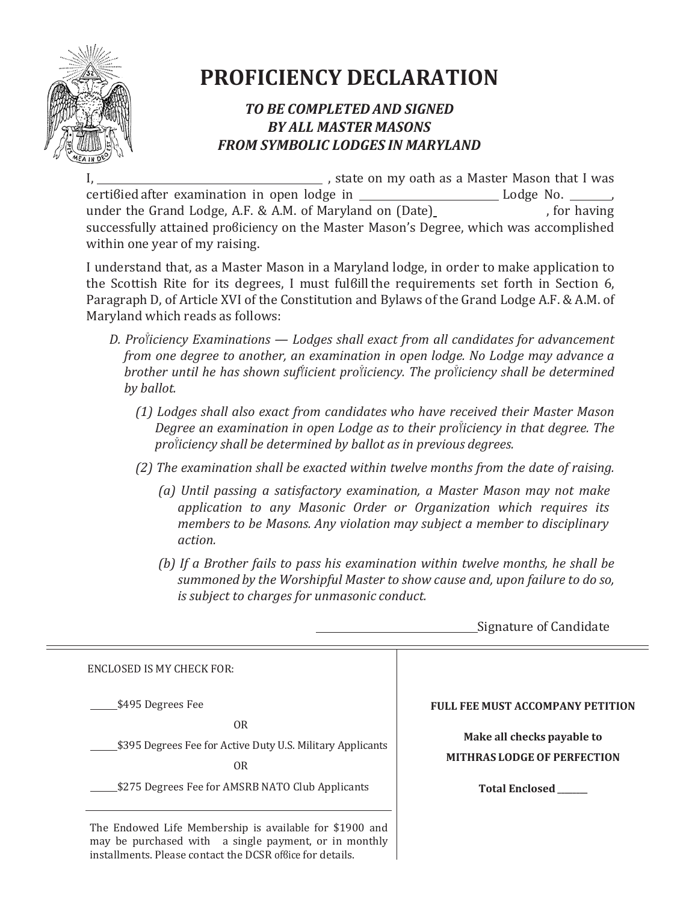# PROFICIENCY DECLARATION

***TO BE COMPLETED AND SIGNED BY ALL MASTER MASONS FROM SYMBOLIC LODGES IN MARYLAND***

I, \_\_\_\_\_\_\_\_\_\_\_\_\_\_\_\_\_\_\_\_\_\_\_\_\_\_\_\_\_\_\_\_\_\_ , state on my oath as a Master Mason that I was certified after examination in open lodge in \_\_\_\_\_\_\_\_\_\_\_\_\_\_\_\_\_\_\_\_\_\_ Lodge No. \_\_\_\_\_\_, under the Grand Lodge, A.F. & A.M. of Maryland on (Date) \_\_\_\_\_\_\_\_\_\_\_\_\_\_\_\_\_\_ , for having successfully attained proficiency on the Master Mason's Degree, which was accomplished within one year of my raising.

I understand that, as a Master Mason in a Maryland lodge, in order to make application to the Scottish Rite for its degrees, I must fulfill the requirements set forth in Section 6, Paragraph D, of Article XVI of the Constitution and Bylaws of the Grand Lodge A.F. & A.M. of Maryland which reads as follows:

*D. Proficiency Examinations — Lodges shall exact from all candidates for advancement from one degree to another, an examination in open lodge. No Lodge may advance a brother until he has shown sufficient proficiency. The proficiency shall be determined by ballot.*

*(1) Lodges shall also exact from candidates who have received their Master Mason Degree an examination in open Lodge as to their proficiency in that degree. The proficiency shall be determined by ballot as in previous degrees.*

*(2) The examination shall be exacted within twelve months from the date of raising.*

*(a) Until passing a satisfactory examination, a Master Mason may not make application to any Masonic Order or Organization which requires its members to be Masons. Any violation may subject a member to disciplinary action.*

*(b) If a Brother fails to pass his examination within twelve months, he shall be summoned by the Worshipful Master to show cause and, upon failure to do so, is subject to charges for unmasonic conduct.*

\_\_\_\_\_\_\_\_\_\_\_\_\_\_\_\_\_\_\_\_\_\_\_\_\_\_\_\_ Signature of Candidate

---

ENCLOSED IS MY CHECK FOR:

\_\_\_\_\_ $495 Degrees Fee

OR

\_\_\_\_\_ $395 Degrees Fee for Active Duty U.S. Military Applicants

OR

\_\_\_\_\_ $275 Degrees Fee for AMSRB NATO Club Applicants

The Endowed Life Membership is available for $1900 and may be purchased with a single payment, or in monthly installments. Please contact the DCSR office for details.

**FULL FEE MUST ACCOMPANY PETITION**

**Make all checks payable to**
**MITHRAS LODGE OF PERFECTION**

**Total Enclosed \_\_\_\_\_\_\_**